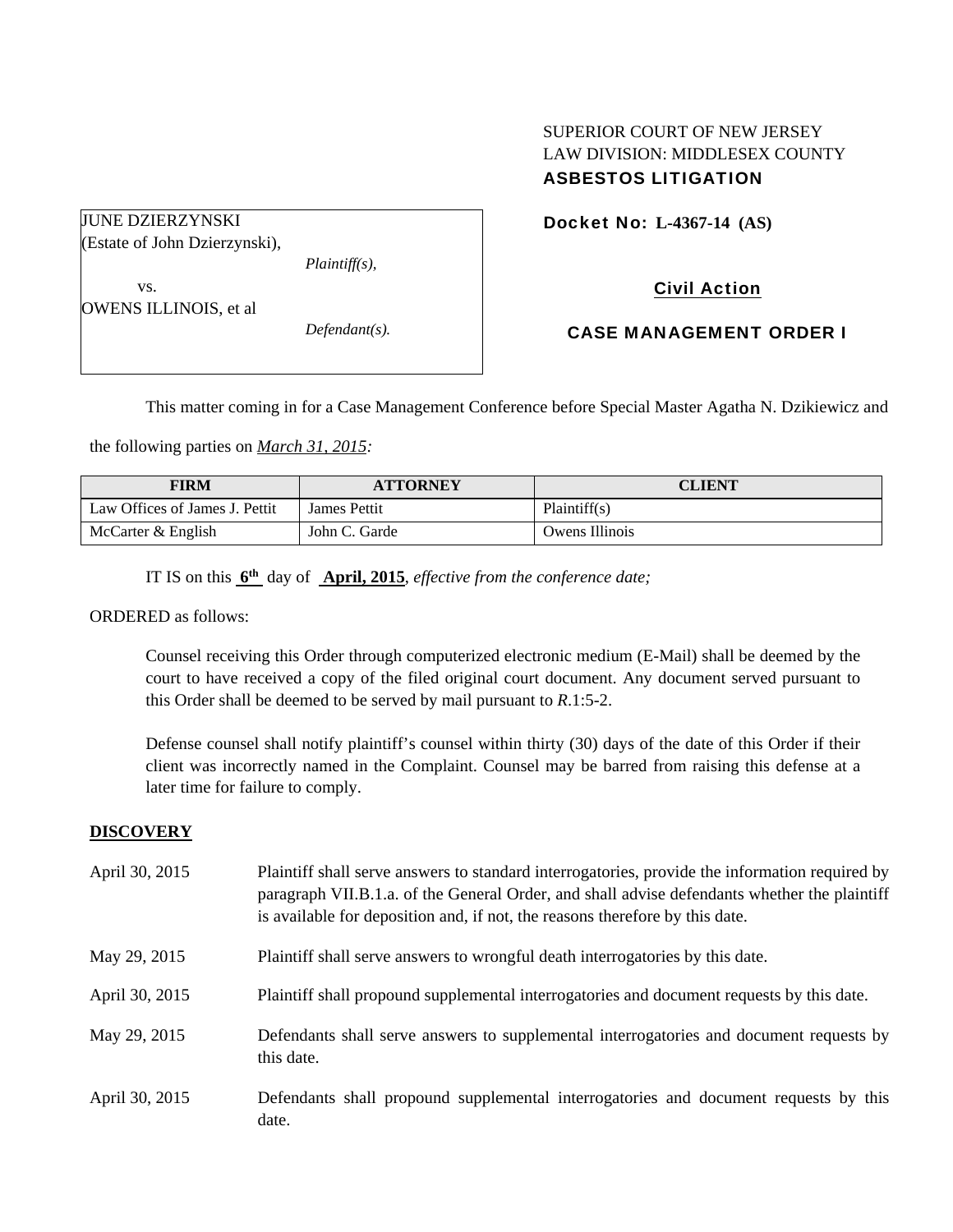SUPERIOR COURT OF NEW JERSEY
LAW DIVISION: MIDDLESEX COUNTY
**ASBESTOS LITIGATION**

JUNE DZIERZYNSKI
(Estate of John Dzierzynski),
*Plaintiff(s),*
vs.
OWENS ILLINOIS, et al
*Defendant(s).*

**Docket No: L-4367-14 (AS)**

**Civil Action**

**CASE MANAGEMENT ORDER I**

This matter coming in for a Case Management Conference before Special Master Agatha N. Dzikiewicz and the following parties on *March 31, 2015:*

| FIRM | ATTORNEY | CLIENT |
|---|---|---|
| Law Offices of James J. Pettit | James Pettit | Plaintiff(s) |
| McCarter & English | John C. Garde | Owens Illinois |

IT IS on this **6th** day of **April, 2015**, *effective from the conference date;*

ORDERED as follows:

Counsel receiving this Order through computerized electronic medium (E-Mail) shall be deemed by the court to have received a copy of the filed original court document. Any document served pursuant to this Order shall be deemed to be served by mail pursuant to *R*.1:5-2.

Defense counsel shall notify plaintiff's counsel within thirty (30) days of the date of this Order if their client was incorrectly named in the Complaint. Counsel may be barred from raising this defense at a later time for failure to comply.

## DISCOVERY

| | |
|---|---|
| April 30, 2015 | Plaintiff shall serve answers to standard interrogatories, provide the information required by paragraph VII.B.1.a. of the General Order, and shall advise defendants whether the plaintiff is available for deposition and, if not, the reasons therefore by this date. |
| May 29, 2015 | Plaintiff shall serve answers to wrongful death interrogatories by this date. |
| April 30, 2015 | Plaintiff shall propound supplemental interrogatories and document requests by this date. |
| May 29, 2015 | Defendants shall serve answers to supplemental interrogatories and document requests by this date. |
| April 30, 2015 | Defendants shall propound supplemental interrogatories and document requests by this date. |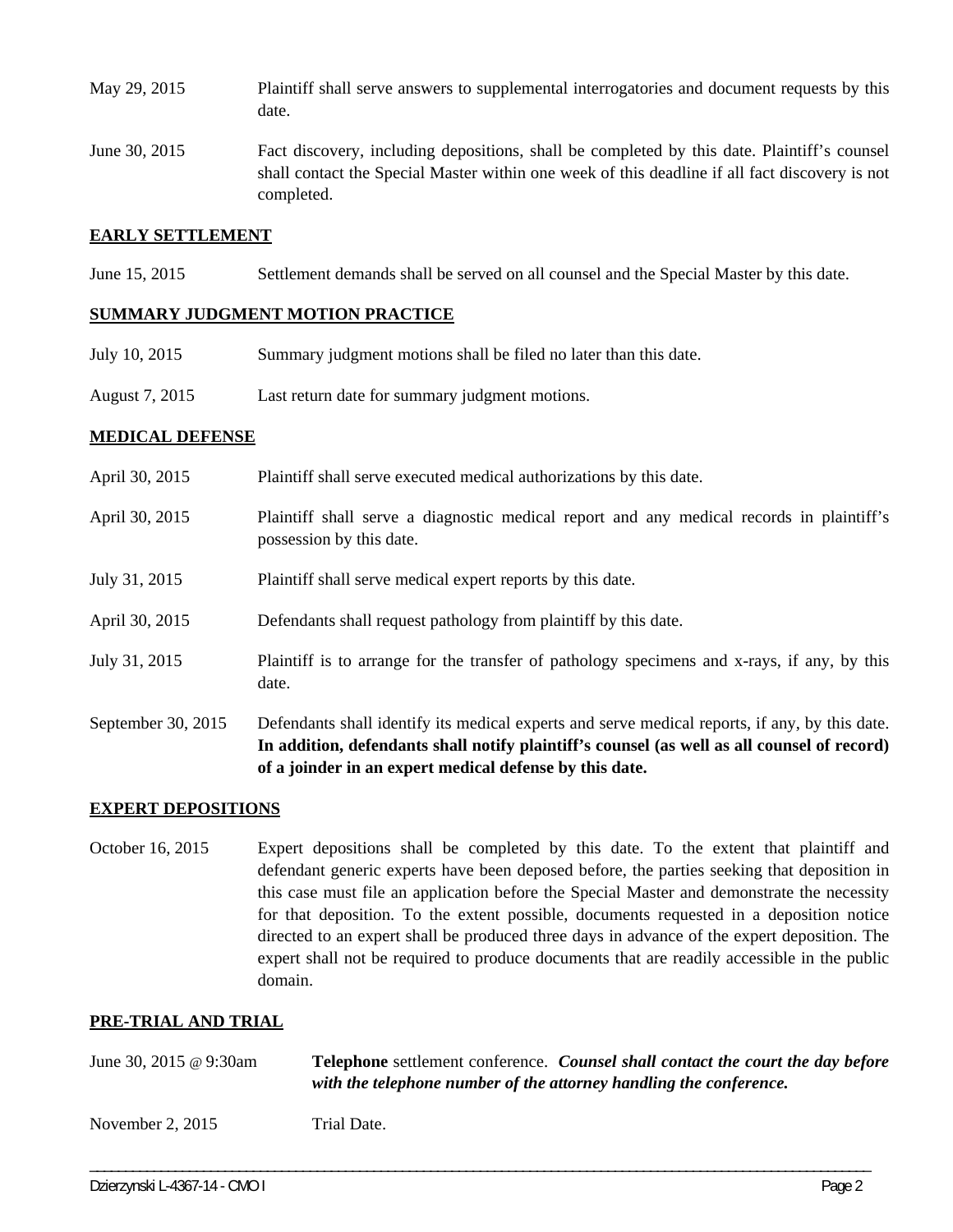May 29, 2015 Plaintiff shall serve answers to supplemental interrogatories and document requests by this date.

June 30, 2015 Fact discovery, including depositions, shall be completed by this date. Plaintiff's counsel shall contact the Special Master within one week of this deadline if all fact discovery is not completed.

## EARLY SETTLEMENT

June 15, 2015 Settlement demands shall be served on all counsel and the Special Master by this date.

## SUMMARY JUDGMENT MOTION PRACTICE

July 10, 2015 Summary judgment motions shall be filed no later than this date.

August 7, 2015 Last return date for summary judgment motions.

## MEDICAL DEFENSE

April 30, 2015 Plaintiff shall serve executed medical authorizations by this date.

April 30, 2015 Plaintiff shall serve a diagnostic medical report and any medical records in plaintiff's possession by this date.

July 31, 2015 Plaintiff shall serve medical expert reports by this date.

April 30, 2015 Defendants shall request pathology from plaintiff by this date.

July 31, 2015 Plaintiff is to arrange for the transfer of pathology specimens and x-rays, if any, by this date.

September 30, 2015 Defendants shall identify its medical experts and serve medical reports, if any, by this date. **In addition, defendants shall notify plaintiff's counsel (as well as all counsel of record) of a joinder in an expert medical defense by this date.**

## EXPERT DEPOSITIONS

October 16, 2015 Expert depositions shall be completed by this date. To the extent that plaintiff and defendant generic experts have been deposed before, the parties seeking that deposition in this case must file an application before the Special Master and demonstrate the necessity for that deposition. To the extent possible, documents requested in a deposition notice directed to an expert shall be produced three days in advance of the expert deposition. The expert shall not be required to produce documents that are readily accessible in the public domain.

## PRE-TRIAL AND TRIAL

June 30, 2015 @ 9:30am **Telephone** settlement conference. ***Counsel shall contact the court the day before with the telephone number of the attorney handling the conference.***

November 2, 2015 Trial Date.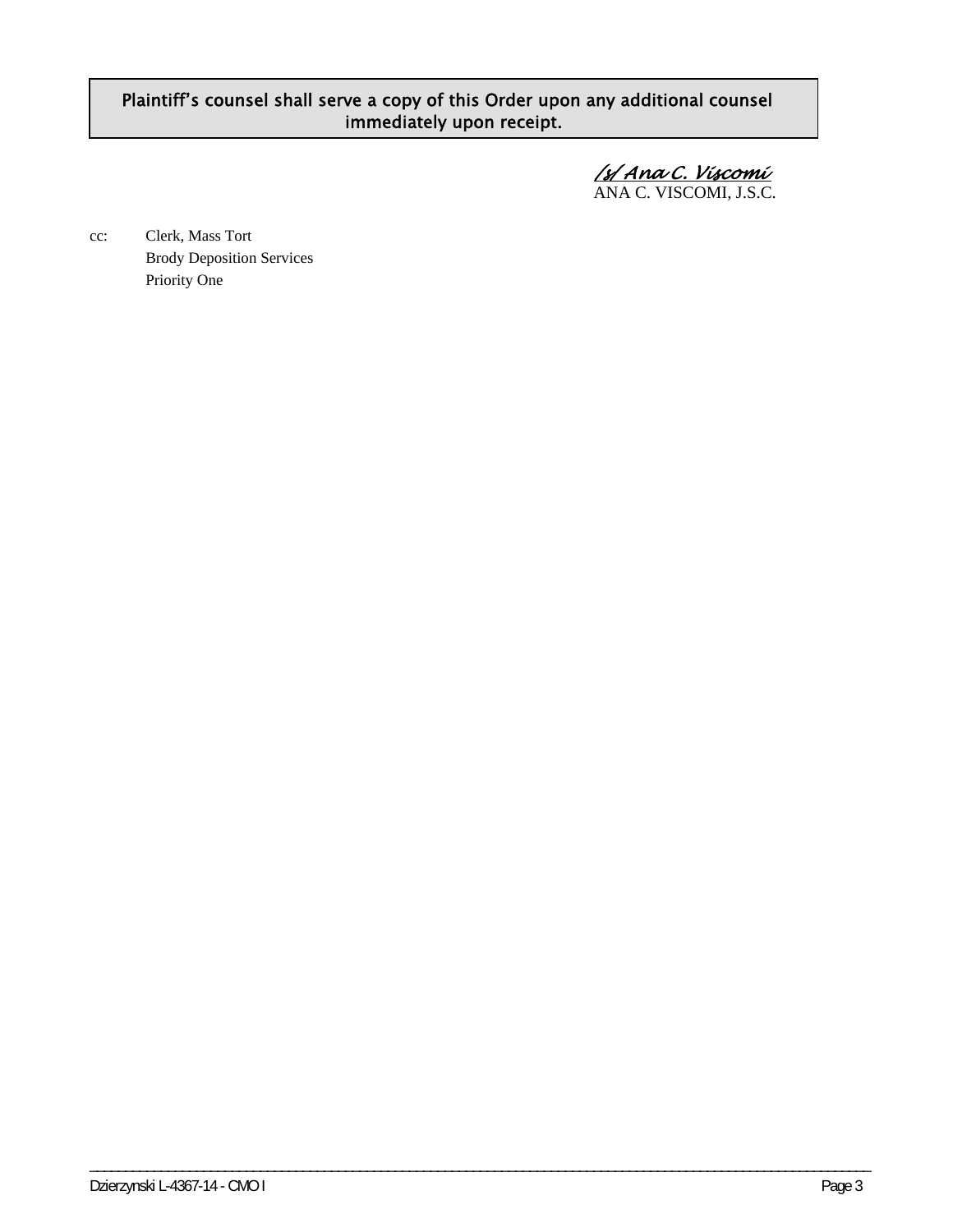**Plaintiff's counsel shall serve a copy of this Order upon any additional counsel immediately upon receipt.**

*/s/ Ana C. Viscomi*
ANA C. VISCOMI, J.S.C.

cc: Clerk, Mass Tort
Brody Deposition Services
Priority One